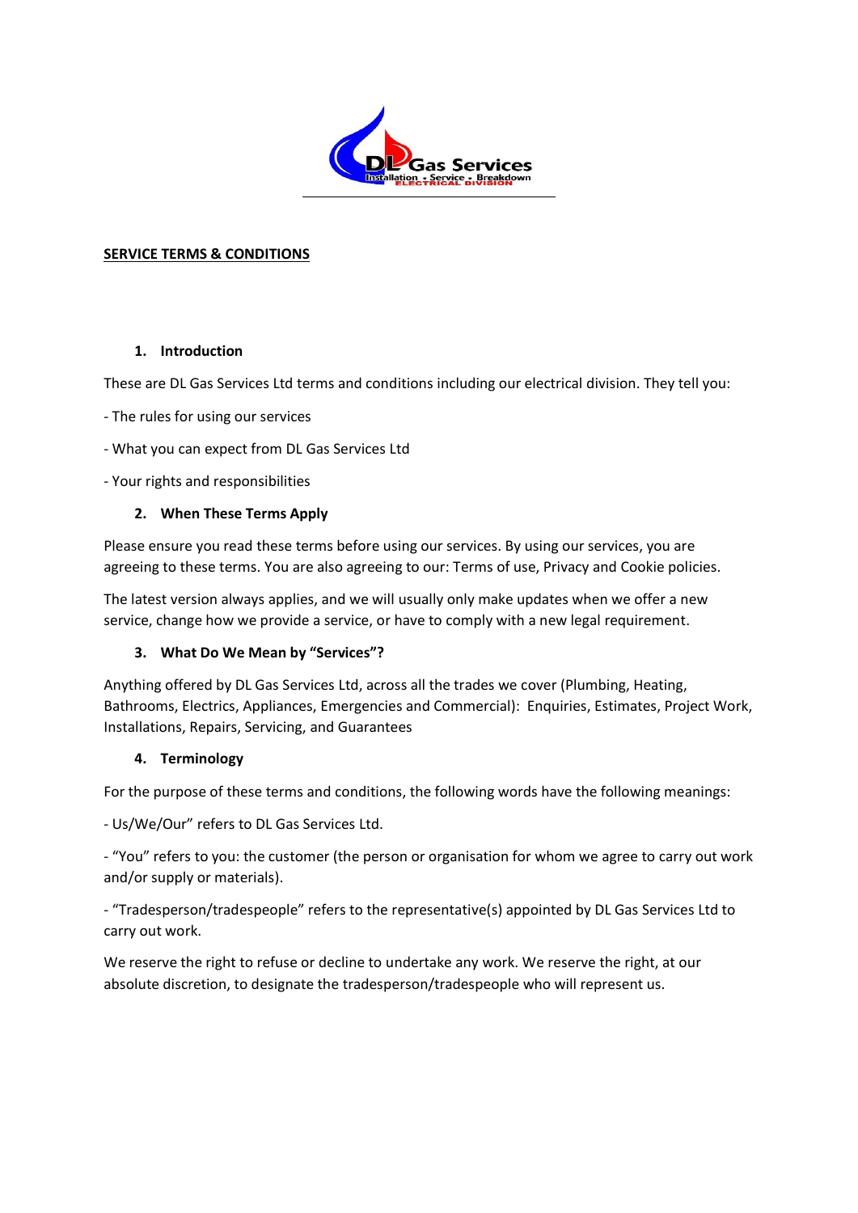DL Gas Services
Installation • Service • Breakdown
ELECTRICAL DIVISION

# SERVICE TERMS & CONDITIONS

## 1. Introduction

These are DL Gas Services Ltd terms and conditions including our electrical division. They tell you:

- The rules for using our services

- What you can expect from DL Gas Services Ltd

- Your rights and responsibilities

## 2. When These Terms Apply

Please ensure you read these terms before using our services. By using our services, you are agreeing to these terms. You are also agreeing to our: Terms of use, Privacy and Cookie policies.

The latest version always applies, and we will usually only make updates when we offer a new service, change how we provide a service, or have to comply with a new legal requirement.

## 3. What Do We Mean by "Services"?

Anything offered by DL Gas Services Ltd, across all the trades we cover (Plumbing, Heating, Bathrooms, Electrics, Appliances, Emergencies and Commercial): Enquiries, Estimates, Project Work, Installations, Repairs, Servicing, and Guarantees

## 4. Terminology

For the purpose of these terms and conditions, the following words have the following meanings:

- Us/We/Our" refers to DL Gas Services Ltd.

- "You" refers to you: the customer (the person or organisation for whom we agree to carry out work and/or supply or materials).

- "Tradesperson/tradespeople" refers to the representative(s) appointed by DL Gas Services Ltd to carry out work.

We reserve the right to refuse or decline to undertake any work. We reserve the right, at our absolute discretion, to designate the tradesperson/tradespeople who will represent us.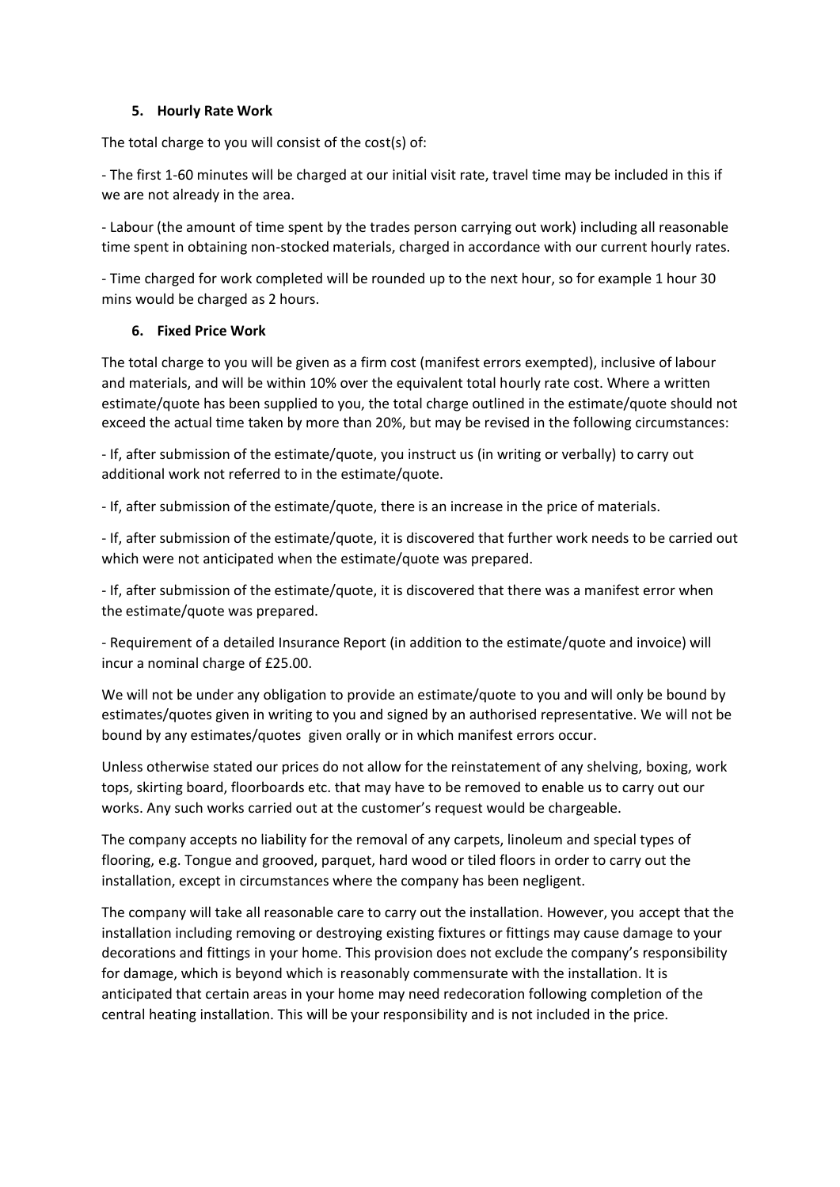## 5. Hourly Rate Work

The total charge to you will consist of the cost(s) of:

- The first 1-60 minutes will be charged at our initial visit rate, travel time may be included in this if we are not already in the area.

- Labour (the amount of time spent by the trades person carrying out work) including all reasonable time spent in obtaining non-stocked materials, charged in accordance with our current hourly rates.

- Time charged for work completed will be rounded up to the next hour, so for example 1 hour 30 mins would be charged as 2 hours.

## 6. Fixed Price Work

The total charge to you will be given as a firm cost (manifest errors exempted), inclusive of labour and materials, and will be within 10% over the equivalent total hourly rate cost. Where a written estimate/quote has been supplied to you, the total charge outlined in the estimate/quote should not exceed the actual time taken by more than 20%, but may be revised in the following circumstances:

- If, after submission of the estimate/quote, you instruct us (in writing or verbally) to carry out additional work not referred to in the estimate/quote.

- If, after submission of the estimate/quote, there is an increase in the price of materials.

- If, after submission of the estimate/quote, it is discovered that further work needs to be carried out which were not anticipated when the estimate/quote was prepared.

- If, after submission of the estimate/quote, it is discovered that there was a manifest error when the estimate/quote was prepared.

- Requirement of a detailed Insurance Report (in addition to the estimate/quote and invoice) will incur a nominal charge of £25.00.

We will not be under any obligation to provide an estimate/quote to you and will only be bound by estimates/quotes given in writing to you and signed by an authorised representative. We will not be bound by any estimates/quotes given orally or in which manifest errors occur.

Unless otherwise stated our prices do not allow for the reinstatement of any shelving, boxing, work tops, skirting board, floorboards etc. that may have to be removed to enable us to carry out our works. Any such works carried out at the customer's request would be chargeable.

The company accepts no liability for the removal of any carpets, linoleum and special types of flooring, e.g. Tongue and grooved, parquet, hard wood or tiled floors in order to carry out the installation, except in circumstances where the company has been negligent.

The company will take all reasonable care to carry out the installation. However, you accept that the installation including removing or destroying existing fixtures or fittings may cause damage to your decorations and fittings in your home. This provision does not exclude the company's responsibility for damage, which is beyond which is reasonably commensurate with the installation. It is anticipated that certain areas in your home may need redecoration following completion of the central heating installation. This will be your responsibility and is not included in the price.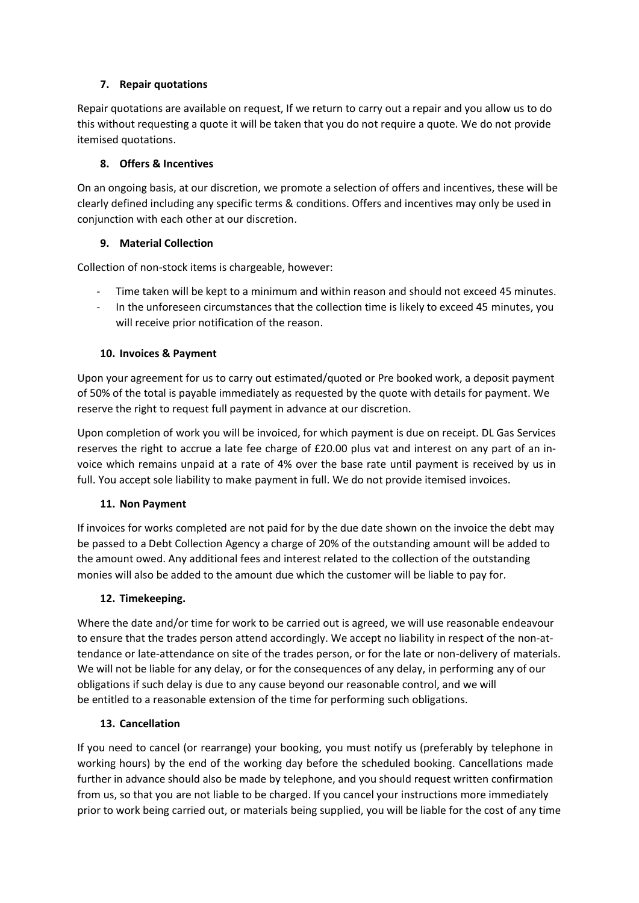### 7. Repair quotations

Repair quotations are available on request, If we return to carry out a repair and you allow us to do this without requesting a quote it will be taken that you do not require a quote. We do not provide itemised quotations.

### 8. Offers & Incentives

On an ongoing basis, at our discretion, we promote a selection of offers and incentives, these will be clearly defined including any specific terms & conditions. Offers and incentives may only be used in conjunction with each other at our discretion.

### 9. Material Collection

Collection of non-stock items is chargeable, however:

- Time taken will be kept to a minimum and within reason and should not exceed 45 minutes.
- In the unforeseen circumstances that the collection time is likely to exceed 45 minutes, you will receive prior notification of the reason.

### 10. Invoices & Payment

Upon your agreement for us to carry out estimated/quoted or Pre booked work, a deposit payment of 50% of the total is payable immediately as requested by the quote with details for payment. We reserve the right to request full payment in advance at our discretion.

Upon completion of work you will be invoiced, for which payment is due on receipt. DL Gas Services reserves the right to accrue a late fee charge of £20.00 plus vat and interest on any part of an invoice which remains unpaid at a rate of 4% over the base rate until payment is received by us in full. You accept sole liability to make payment in full. We do not provide itemised invoices.

### 11. Non Payment

If invoices for works completed are not paid for by the due date shown on the invoice the debt may be passed to a Debt Collection Agency a charge of 20% of the outstanding amount will be added to the amount owed. Any additional fees and interest related to the collection of the outstanding monies will also be added to the amount due which the customer will be liable to pay for.

### 12. Timekeeping.

Where the date and/or time for work to be carried out is agreed, we will use reasonable endeavour to ensure that the trades person attend accordingly. We accept no liability in respect of the non-attendance or late-attendance on site of the trades person, or for the late or non-delivery of materials. We will not be liable for any delay, or for the consequences of any delay, in performing any of our obligations if such delay is due to any cause beyond our reasonable control, and we will be entitled to a reasonable extension of the time for performing such obligations.

### 13. Cancellation

If you need to cancel (or rearrange) your booking, you must notify us (preferably by telephone in working hours) by the end of the working day before the scheduled booking. Cancellations made further in advance should also be made by telephone, and you should request written confirmation from us, so that you are not liable to be charged. If you cancel your instructions more immediately prior to work being carried out, or materials being supplied, you will be liable for the cost of any time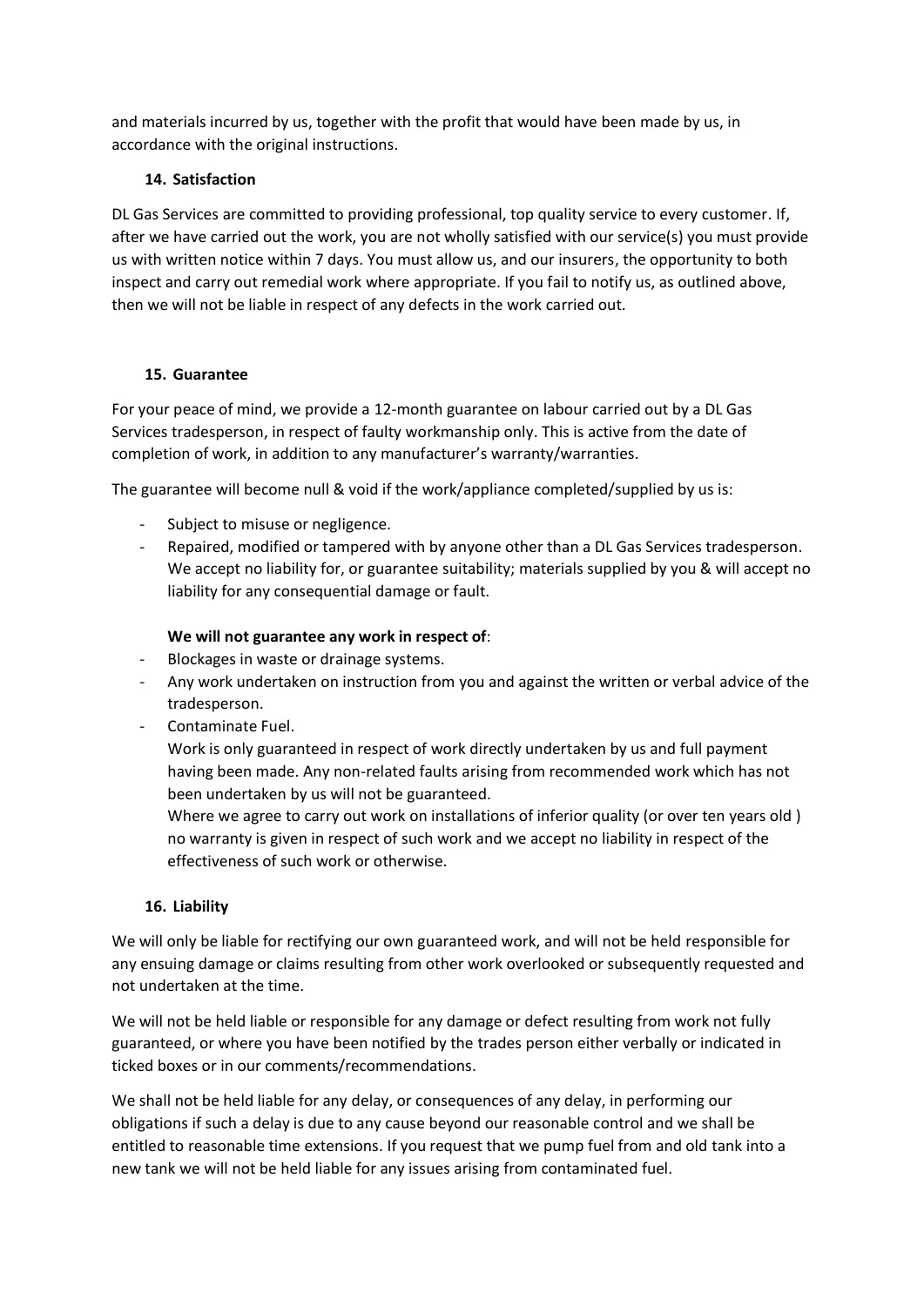and materials incurred by us, together with the profit that would have been made by us, in accordance with the original instructions.

## 14. Satisfaction

DL Gas Services are committed to providing professional, top quality service to every customer. If, after we have carried out the work, you are not wholly satisfied with our service(s) you must provide us with written notice within 7 days. You must allow us, and our insurers, the opportunity to both inspect and carry out remedial work where appropriate. If you fail to notify us, as outlined above, then we will not be liable in respect of any defects in the work carried out.

## 15. Guarantee

For your peace of mind, we provide a 12-month guarantee on labour carried out by a DL Gas Services tradesperson, in respect of faulty workmanship only. This is active from the date of completion of work, in addition to any manufacturer's warranty/warranties.

The guarantee will become null & void if the work/appliance completed/supplied by us is:

- Subject to misuse or negligence.
- Repaired, modified or tampered with by anyone other than a DL Gas Services tradesperson. We accept no liability for, or guarantee suitability; materials supplied by you & will accept no liability for any consequential damage or fault.

**We will not guarantee any work in respect of**:

- Blockages in waste or drainage systems.
- Any work undertaken on instruction from you and against the written or verbal advice of the tradesperson.
- Contaminate Fuel.

  Work is only guaranteed in respect of work directly undertaken by us and full payment having been made. Any non-related faults arising from recommended work which has not been undertaken by us will not be guaranteed.

  Where we agree to carry out work on installations of inferior quality (or over ten years old ) no warranty is given in respect of such work and we accept no liability in respect of the effectiveness of such work or otherwise.

## 16. Liability

We will only be liable for rectifying our own guaranteed work, and will not be held responsible for any ensuing damage or claims resulting from other work overlooked or subsequently requested and not undertaken at the time.

We will not be held liable or responsible for any damage or defect resulting from work not fully guaranteed, or where you have been notified by the trades person either verbally or indicated in ticked boxes or in our comments/recommendations.

We shall not be held liable for any delay, or consequences of any delay, in performing our obligations if such a delay is due to any cause beyond our reasonable control and we shall be entitled to reasonable time extensions. If you request that we pump fuel from and old tank into a new tank we will not be held liable for any issues arising from contaminated fuel.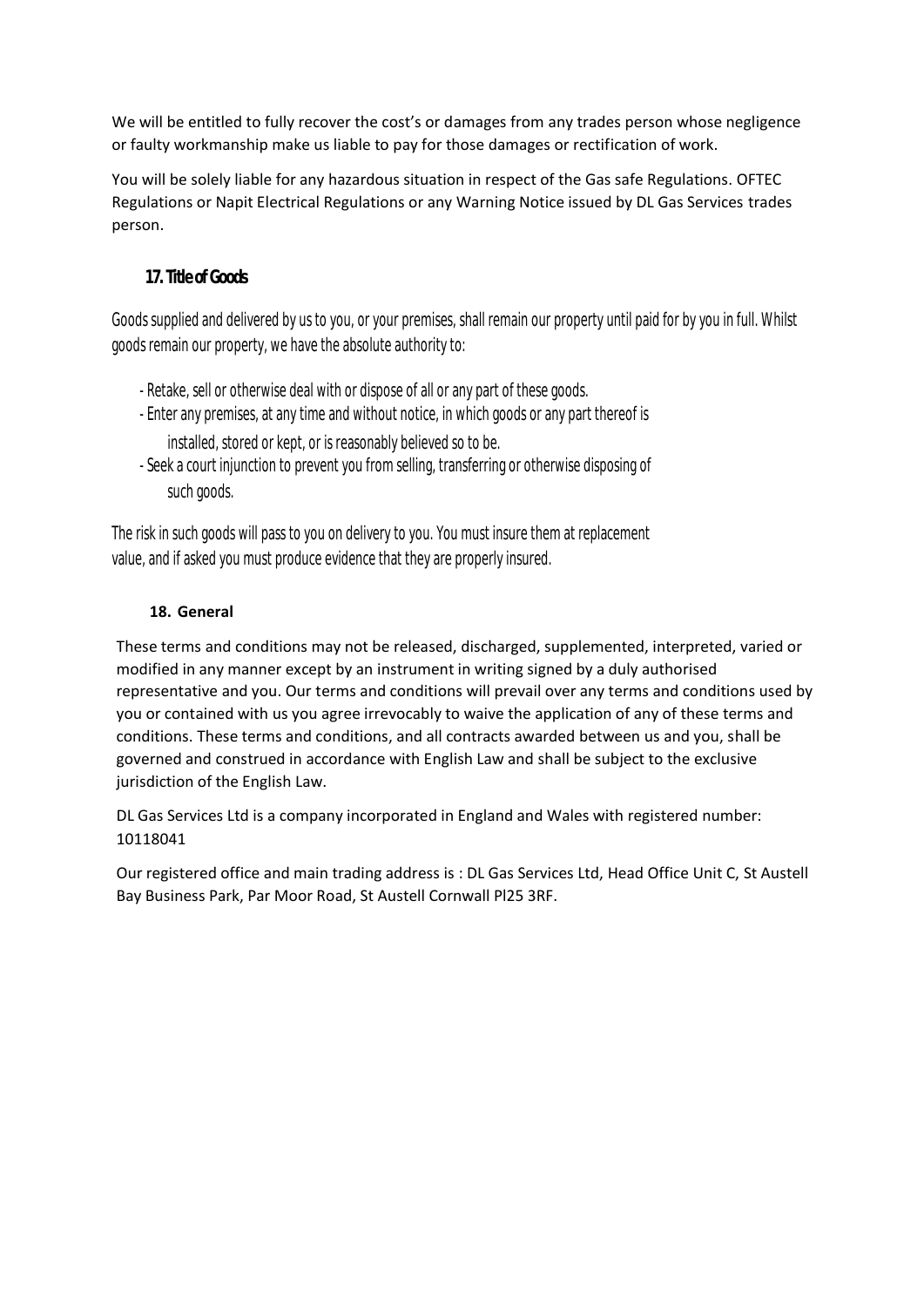We will be entitled to fully recover the cost's or damages from any trades person whose negligence or faulty workmanship make us liable to pay for those damages or rectification of work.

You will be solely liable for any hazardous situation in respect of the Gas safe Regulations. OFTEC Regulations or Napit Electrical Regulations or any Warning Notice issued by DL Gas Services trades person.

## 17. Title of Goods

Goods supplied and delivered by us to you, or your premises, shall remain our property until paid for by you in full. Whilst goods remain our property, we have the absolute authority to:

- Retake, sell or otherwise deal with or dispose of all or any part of these goods.
- Enter any premises, at any time and without notice, in which goods or any part thereof is installed, stored or kept, or is reasonably believed so to be.
- Seek a court injunction to prevent you from selling, transferring or otherwise disposing of such goods.

The risk in such goods will pass to you on delivery to you. You must insure them at replacement value, and if asked you must produce evidence that they are properly insured.

## 18. General

These terms and conditions may not be released, discharged, supplemented, interpreted, varied or modified in any manner except by an instrument in writing signed by a duly authorised representative and you. Our terms and conditions will prevail over any terms and conditions used by you or contained with us you agree irrevocably to waive the application of any of these terms and conditions. These terms and conditions, and all contracts awarded between us and you, shall be governed and construed in accordance with English Law and shall be subject to the exclusive jurisdiction of the English Law.

DL Gas Services Ltd is a company incorporated in England and Wales with registered number: 10118041

Our registered office and main trading address is : DL Gas Services Ltd, Head Office Unit C, St Austell Bay Business Park, Par Moor Road, St Austell Cornwall Pl25 3RF.